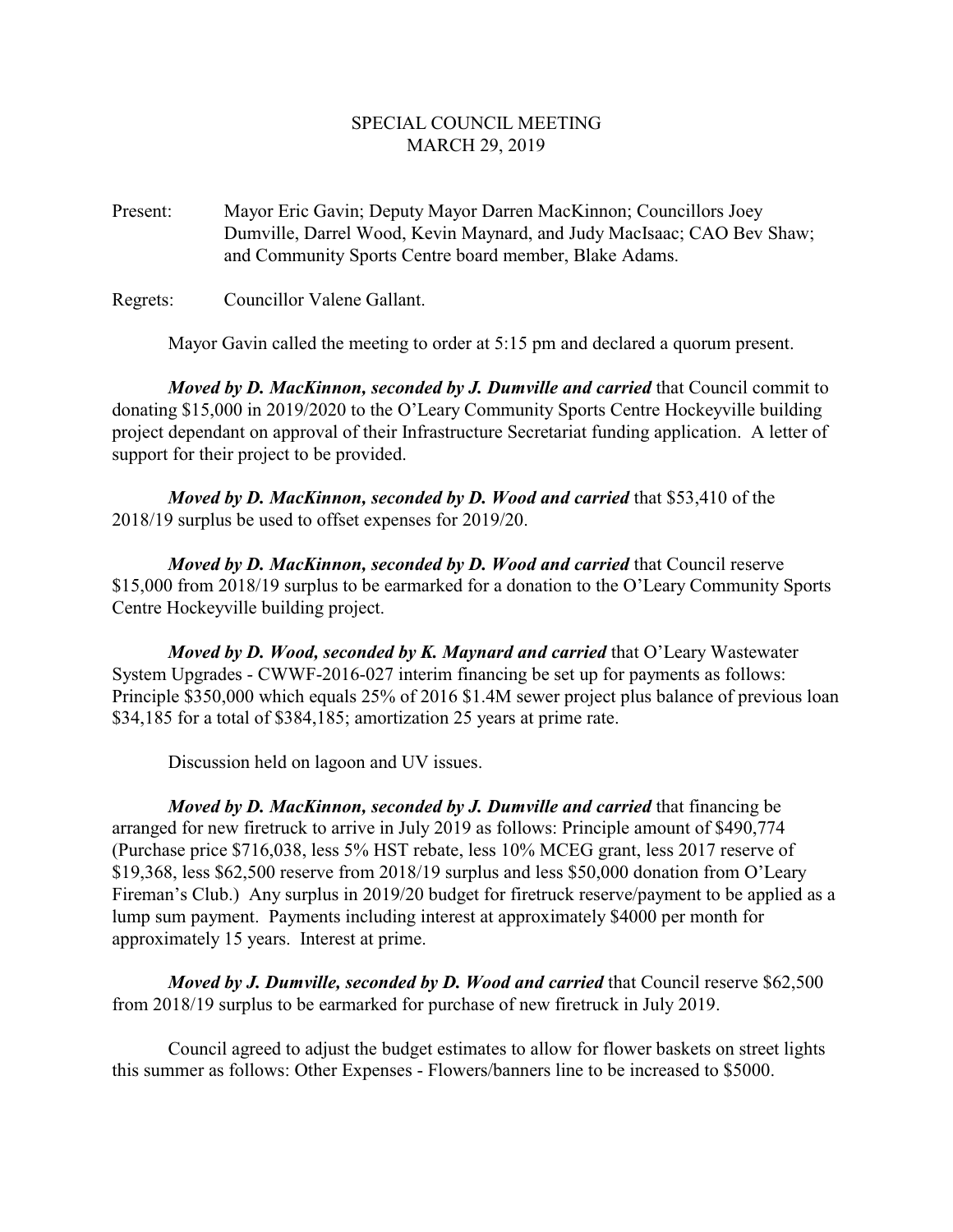# SPECIAL COUNCIL MEETING
## MARCH 29, 2019

Present: Mayor Eric Gavin; Deputy Mayor Darren MacKinnon; Councillors Joey Dumville, Darrel Wood, Kevin Maynard, and Judy MacIsaac; CAO Bev Shaw; and Community Sports Centre board member, Blake Adams.

Regrets: Councillor Valene Gallant.

Mayor Gavin called the meeting to order at 5:15 pm and declared a quorum present.

***Moved by D. MacKinnon, seconded by J. Dumville and carried*** that Council commit to donating $15,000 in 2019/2020 to the O'Leary Community Sports Centre Hockeyville building project dependant on approval of their Infrastructure Secretariat funding application. A letter of support for their project to be provided.

***Moved by D. MacKinnon, seconded by D. Wood and carried*** that $53,410 of the 2018/19 surplus be used to offset expenses for 2019/20.

***Moved by D. MacKinnon, seconded by D. Wood and carried*** that Council reserve $15,000 from 2018/19 surplus to be earmarked for a donation to the O'Leary Community Sports Centre Hockeyville building project.

***Moved by D. Wood, seconded by K. Maynard and carried*** that O'Leary Wastewater System Upgrades - CWWF-2016-027 interim financing be set up for payments as follows: Principle $350,000 which equals 25% of 2016 $1.4M sewer project plus balance of previous loan $34,185 for a total of $384,185; amortization 25 years at prime rate.

Discussion held on lagoon and UV issues.

***Moved by D. MacKinnon, seconded by J. Dumville and carried*** that financing be arranged for new firetruck to arrive in July 2019 as follows: Principle amount of $490,774 (Purchase price $716,038, less 5% HST rebate, less 10% MCEG grant, less 2017 reserve of $19,368, less $62,500 reserve from 2018/19 surplus and less $50,000 donation from O'Leary Fireman's Club.) Any surplus in 2019/20 budget for firetruck reserve/payment to be applied as a lump sum payment. Payments including interest at approximately $4000 per month for approximately 15 years. Interest at prime.

***Moved by J. Dumville, seconded by D. Wood and carried*** that Council reserve $62,500 from 2018/19 surplus to be earmarked for purchase of new firetruck in July 2019.

Council agreed to adjust the budget estimates to allow for flower baskets on street lights this summer as follows: Other Expenses - Flowers/banners line to be increased to $5000.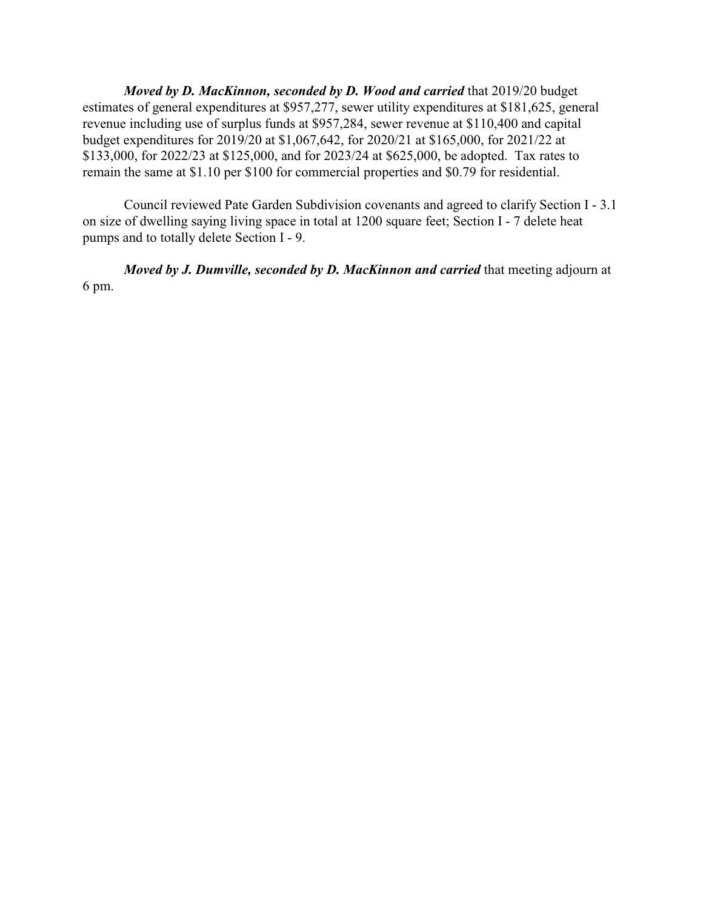***Moved by D. MacKinnon, seconded by D. Wood and carried*** that 2019/20 budget estimates of general expenditures at $957,277, sewer utility expenditures at $181,625, general revenue including use of surplus funds at $957,284, sewer revenue at $110,400 and capital budget expenditures for 2019/20 at $1,067,642, for 2020/21 at $165,000, for 2021/22 at $133,000, for 2022/23 at $125,000, and for 2023/24 at $625,000, be adopted. Tax rates to remain the same at $1.10 per $100 for commercial properties and $0.79 for residential.

Council reviewed Pate Garden Subdivision covenants and agreed to clarify Section I - 3.1 on size of dwelling saying living space in total at 1200 square feet; Section I - 7 delete heat pumps and to totally delete Section I - 9.

***Moved by J. Dumville, seconded by D. MacKinnon and carried*** that meeting adjourn at 6 pm.